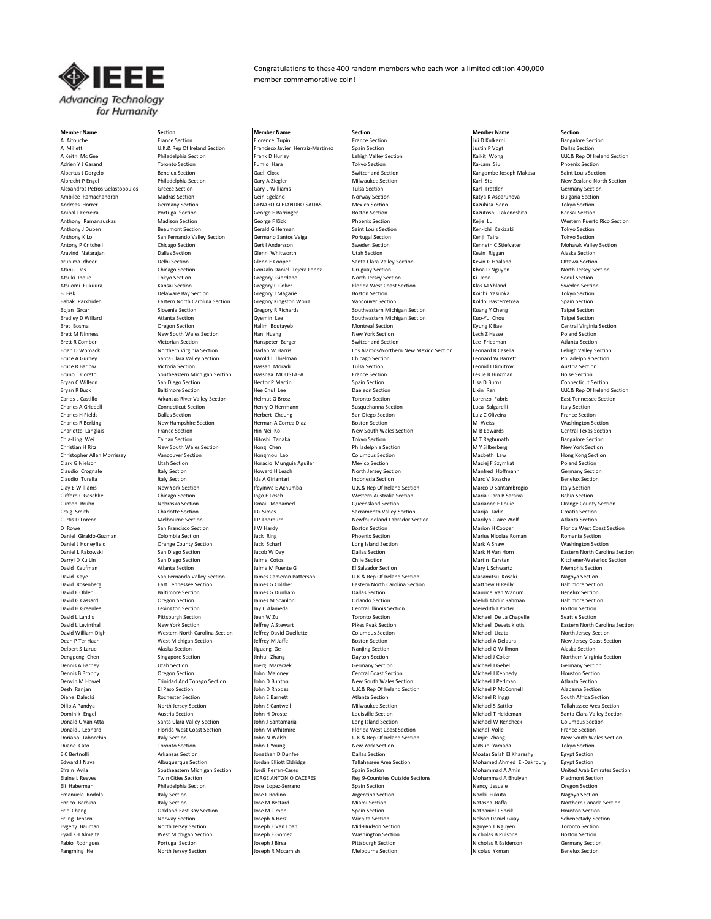IEEE Advancing Technology for Humanity

Congratulations to these 400 random members who each won a limited edition 400,000 member commemorative coin!

| Member Name | Section |
|---|---|
| A Aitouche | France Section |
| A Millett | U.K.& Rep Of Ireland Section |
| A Keith Mc Gee | Philadelphia Section |
| Adrien Y J Garand | Toronto Section |
| Albertus J Dorgelo | Benelux Section |
| Albrecht P Engel | Philadelphia Section |
| Alexandros Petros Gelastopoulos | Greece Section |
| Ambilee Ramachandran | Madras Section |
| Andreas Horrer | Germany Section |
| Anibal J Ferreira | Portugal Section |
| Anthony Ramanauskas | Madison Section |
| Anthony J Duben | Beaumont Section |
| Anthony K Lo | San Fernando Valley Section |
| Antony P Critchell | Chicago Section |
| Aravind Natarajan | Dallas Section |
| arunima dheer | Delhi Section |
| Atanu Das | Chicago Section |
| Atsuki Inoue | Tokyo Section |
| Atsuomi Fukuura | Kansai Section |
| B Fisk | Delaware Bay Section |
| Babak Parkhideh | Eastern North Carolina Section |
| Bojan Grcar | Slovenia Section |
| Bradley D Willard | Atlanta Section |
| Bret Bosma | Oregon Section |
| Brett M Ninness | New South Wales Section |
| Brett R Comber | Victorian Section |
| Brian D Womack | Northern Virginia Section |
| Bruce A Gurney | Santa Clara Valley Section |
| Bruce R Barlow | Victoria Section |
| Bruno Diloreto | Southeastern Michigan Section |
| Bryan C Willson | San Diego Section |
| Bryan R Buck | Baltimore Section |
| Carlos L Castillo | Arkansas River Valley Section |
| Charles A Griebell | Connecticut Section |
| Charles H Fields | Dallas Section |
| Charles R Berking | New Hampshire Section |
| Charlotte Langlais | France Section |
| Chia-Ling Wei | Tainan Section |
| Christian H Ritz | New South Wales Section |
| Christopher Allan Morrissey | Vancouver Section |
| Clark G Nielson | Utah Section |
| Claudio Crognale | Italy Section |
| Claudio Turella | Italy Section |
| Clay E Williams | New York Section |
| Clifford C Geschke | Chicago Section |
| Clinton Bruhn | Nebraska Section |
| Craig Smith | Charlotte Section |
| Curtis D Lorenc | Melbourne Section |
| D Rowe | San Francisco Section |
| Daniel Giraldo-Guzman | Colombia Section |
| Daniel J Honeyfield | Orange County Section |
| Daniel L Rakowski | San Diego Section |
| Darryl D Xu Lin | San Diego Section |
| David Kaufman | Atlanta Section |
| David Kaye | San Fernando Valley Section |
| David Rosenberg | East Tennessee Section |
| David E Obler | Baltimore Section |
| David G Cassard | Oregon Section |
| David H Greenlee | Lexington Section |
| David L Landis | Pittsburgh Section |
| David L Levinthal | New York Section |
| David William Digh | Western North Carolina Section |
| Dean P Ter Haar | West Michigan Section |
| Delbert S Larue | Alaska Section |
| Dengpeng Chen | Singapore Section |
| Dennis A Barney | Utah Section |
| Dennis B Brophy | Oregon Section |
| Derwin M Howell | Trinidad And Tobago Section |
| Desh Ranjan | El Paso Section |
| Diane Dalecki | Rochester Section |
| Dilip A Pandya | North Jersey Section |
| Dominik Engel | Austria Section |
| Donald C Van Atta | Santa Clara Valley Section |
| Donald J Leonard | Florida West Coast Section |
| Doriano Tabocchini | Italy Section |
| Duane Cato | Toronto Section |
| E C Bertnolli | Arkansas Section |
| Edward J Nava | Albuquerque Section |
| Efrain Avila | Southeastern Michigan Section |
| Elaine L Reeves | Twin Cities Section |
| Eli Haberman | Philadelphia Section |
| Emanuele Rodola | Italy Section |
| Enrico Barbina | Italy Section |
| Eric Chang | Oakland-East Bay Section |
| Erling Jensen | Norway Section |
| Evgeny Bauman | North Jersey Section |
| Eyad KH Almaita | West Michigan Section |
| Fabio Rodrigues | Portugal Section |
| Fangming He | North Jersey Section |
| Florence Tupin | France Section |
| Francisco Javier Herraiz-Martinez | Spain Section |
| Frank D Hurley | Lehigh Valley Section |
| Fumio Hara | Tokyo Section |
| Gael Close | Switzerland Section |
| Gary A Ziegler | Milwaukee Section |
| Gary L Williams | Tulsa Section |
| Geir Egeland | Norway Section |
| GENARO ALEJANDRO SALIAS | Mexico Section |
| George E Barringer | Boston Section |
| George F Kick | Phoenix Section |
| Gerald G Herman | Saint Louis Section |
| Germano Santos Veiga | Portugal Section |
| Gert I Andersson | Sweden Section |
| Glenn Whitworth | Utah Section |
| Glenn E Cooper | Santa Clara Valley Section |
| Gonzalo Daniel Tejera Lopez | Uruguay Section |
| Gregory Giordano | North Jersey Section |
| Gregory C Coker | Florida West Coast Section |
| Gregory J Magarie | Boston Section |
| Gregory Kingston Wong | Vancouver Section |
| Gregory R Richards | Southeastern Michigan Section |
| Gyemin Lee | Southeastern Michigan Section |
| Halim Boutayeb | Montreal Section |
| Han Huang | New York Section |
| Hanspeter Berger | Switzerland Section |
| Harlan W Harris | Los Alamos/Northern New Mexico Section |
| Harold L Thielman | Chicago Section |
| Hassan Moradi | Tulsa Section |
| Hassnaa MOUSTAFA | France Section |
| Hector P Martin | Spain Section |
| Hee Chul Lee | Daejeon Section |
| Helmut G Brosz | Toronto Section |
| Henry O Herrmann | Susquehanna Section |
| Herbert Cheung | San Diego Section |
| Herman A Correa Diaz | Boston Section |
| Hin Nei Ko | New South Wales Section |
| Hitoshi Tanaka | Tokyo Section |
| Hong Chen | Philadelphia Section |
| Hongmou Lao | Columbus Section |
| Horacio Munguia Aguilar | Mexico Section |
| Howard H Leach | North Jersey Section |
| Ida A Giriantari | Indonesia Section |
| Ifeyinwa E Achumba | U.K.& Rep Of Ireland Section |
| Ingo E Losch | Western Australia Section |
| Ismail Mohamed | Queensland Section |
| J G Simes | Sacramento Valley Section |
| J P Thorburn | Newfoundland-Labrador Section |
| J W Hardy | Boston Section |
| Jack Ring | Phoenix Section |
| Jack Scharf | Long Island Section |
| Jacob W Day | Dallas Section |
| Jaime Cotos | Chile Section |
| Jaime M Fuente G | El Salvador Section |
| James Cameron Patterson | U.K.& Rep Of Ireland Section |
| James G Colsher | Eastern North Carolina Section |
| James G Dunham | Dallas Section |
| James M Scanlon | Orlando Section |
| Jay C Alameda | Central Illinois Section |
| Jean W Zu | Toronto Section |
| Jeffrey A Stewart | Pikes Peak Section |
| Jeffrey David Ouellette | Columbus Section |
| Jeffrey M Jaffe | Boston Section |
| Jiguang Ge | Nanjing Section |
| Jinhui Zhang | Dayton Section |
| Joerg Mareczek | Germany Section |
| John Maloney | Central Coast Section |
| John D Bunton | New South Wales Section |
| John D Rhodes | U.K.& Rep Of Ireland Section |
| John E Barnett | Atlanta Section |
| John E Cantwell | Milwaukee Section |
| John H Droste | Louisville Section |
| John J Santamaria | Long Island Section |
| John M Whitmire | Florida West Coast Section |
| John N Walsh | U.K.& Rep Of Ireland Section |
| John T Young | New York Section |
| Jonathan D Dunfee | Dallas Section |
| Jordan Elliott Eldridge | Tallahassee Area Section |
| Jordi Ferran-Cases | Spain Section |
| JORGE ANTONIO CACERES | Reg 9-Countries Outside Sections |
| Jose Lopez-Serrano | Spain Section |
| Jose L Rodino | Argentina Section |
| Jose M Bestard | Miami Section |
| Jose M Timon | Spain Section |
| Joseph A Herz | Wichita Section |
| Joseph E Van Loan | Mid-Hudson Section |
| Joseph F Gomez | Washington Section |
| Joseph J Birsa | Pittsburgh Section |
| Joseph R Mccamish | Melbourne Section |
| Jui D Kulkarni | Bangalore Section |
| Justin P Vogt | Dallas Section |
| Kaikit Wong | U.K.& Rep Of Ireland Section |
| Ka-Lam Siu | Phoenix Section |
| Kangombe Joseph Makasa | Saint Louis Section |
| Karl Stol | New Zealand North Section |
| Karl Trottler | Germany Section |
| Katya K Asparuhova | Bulgaria Section |
| Kazuhisa Sano | Tokyo Section |
| Kazutoshi Takenoshita | Kansai Section |
| Kejie Lu | Western Puerto Rico Section |
| Ken-Ichi Kakizaki | Tokyo Section |
| Kenji Taira | Tokyo Section |
| Kenneth C Stiefvater | Mohawk Valley Section |
| Kevin Riggan | Alaska Section |
| Kevin G Haaland | Ottawa Section |
| Khoa D Nguyen | North Jersey Section |
| Ki Jeon | Seoul Section |
| Klas M Yhland | Sweden Section |
| Koichi Yasuoka | Tokyo Section |
| Koldo Basterretxea | Spain Section |
| Kuang Y Cheng | Taipei Section |
| Kuo-Yu Chou | Taipei Section |
| Kyung K Bae | Central Virginia Section |
| Lech Z Hasse | Poland Section |
| Lee Friedman | Atlanta Section |
| Leonard R Casella | Lehigh Valley Section |
| Leonard W Barrett | Philadelphia Section |
| Leonid I Dimitrov | Austria Section |
| Leslie R Hinzman | Boise Section |
| Lisa D Burns | Connecticut Section |
| Lixin Ren | U.K.& Rep Of Ireland Section |
| Lorenzo Fabris | East Tennessee Section |
| Luca Salgarelli | Italy Section |
| Luiz C Oliveira | France Section |
| M Weiss | Washington Section |
| M B Edwards | Central Texas Section |
| M T Raghunath | Bangalore Section |
| M Y Silberberg | New York Section |
| Macbeth Law | Hong Kong Section |
| Maciej F Szymkat | Poland Section |
| Manfred Hoffmann | Germany Section |
| Marc V Bossche | Benelux Section |
| Marco D Santambrogio | Italy Section |
| Maria Clara B Saraiva | Bahia Section |
| Marianne E Louie | Orange County Section |
| Marija Tadic | Croatia Section |
| Marilyn Claire Wolf | Atlanta Section |
| Marion H Cooper | Florida West Coast Section |
| Marius Nicolae Roman | Romania Section |
| Mark A Shaw | Washington Section |
| Mark H Van Horn | Eastern North Carolina Section |
| Martin Karsten | Kitchener-Waterloo Section |
| Mary L Schwartz | Memphis Section |
| Masamitsu Kosaki | Nagoya Section |
| Matthew H Reilly | Baltimore Section |
| Maurice van Wanum | Benelux Section |
| Mehdi Abdur Rahman | Baltimore Section |
| Meredith J Porter | Boston Section |
| Michael De La Chapelle | Seattle Section |
| Michael Devetsikiotis | Eastern North Carolina Section |
| Michael Licata | North Jersey Section |
| Michael A Delaura | New Jersey Coast Section |
| Michael G Willmon | Alaska Section |
| Michael J Coker | Northern Virginia Section |
| Michael J Gebel | Germany Section |
| Michael J Kennedy | Houston Section |
| Michael J Perlman | Atlanta Section |
| Michael P McConnell | Alabama Section |
| Michael R Inggs | South Africa Section |
| Michael S Sattler | Tallahassee Area Section |
| Michael T Heideman | Santa Clara Valley Section |
| Michael W Rencheck | Columbus Section |
| Michel Volle | France Section |
| Minjie Zhang | New South Wales Section |
| Mitsuo Yamada | Tokyo Section |
| Moataz Salah El Kharashy | Egypt Section |
| Mohamed Ahmed El-Dakroury | Egypt Section |
| Mohammad A Amin | United Arab Emirates Section |
| Mohammad A Bhuiyan | Piedmont Section |
| Nancy Jesuale | Oregon Section |
| Naoki Fukuta | Nagoya Section |
| Natasha Raffa | Northern Canada Section |
| Nathaniel J Sheik | Houston Section |
| Nelson Daniel Guay | Schenectady Section |
| Nguyen T Nguyen | Toronto Section |
| Nicholas B Pulsone | Boston Section |
| Nicholas R Balderson | Germany Section |
| Nicolas Ykman | Benelux Section |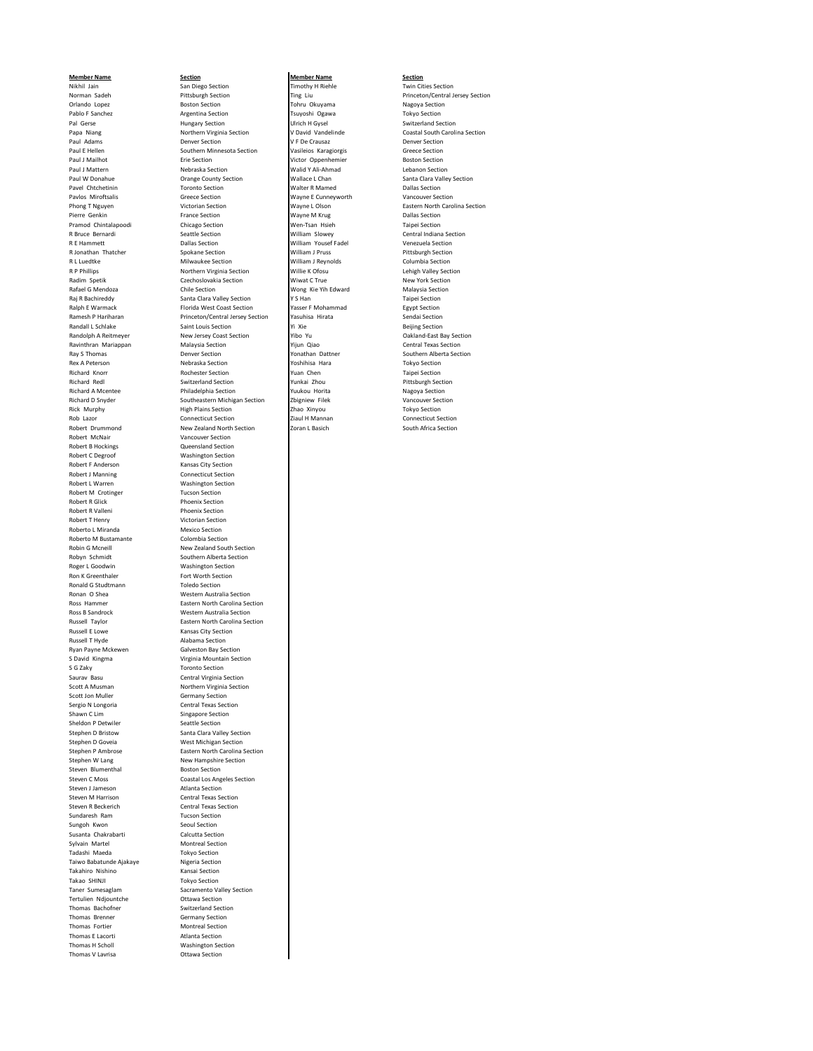| Member Name | Section | Member Name | Section |
|---|---|---|---|
| Nikhil Jain | San Diego Section | Timothy H Riehle | Twin Cities Section |
| Norman Sadeh | Pittsburgh Section | Ting Liu | Princeton/Central Jersey Section |
| Orlando Lopez | Boston Section | Tohru Okuyama | Nagoya Section |
| Pablo F Sanchez | Argentina Section | Tsuyoshi Ogawa | Tokyo Section |
| Pal Gerse | Hungary Section | Ulrich H Gysel | Switzerland Section |
| Papa Niang | Northern Virginia Section | V David Vandelinde | Coastal South Carolina Section |
| Paul Adams | Denver Section | V F De Crausaz | Denver Section |
| Paul E Hellen | Southern Minnesota Section | Vasileios Karagiorgis | Greece Section |
| Paul J Mailhot | Erie Section | Victor Oppenhemier | Boston Section |
| Paul J Mattern | Nebraska Section | Walid Y Ali-Ahmad | Lebanon Section |
| Paul W Donahue | Orange County Section | Wallace L Chan | Santa Clara Valley Section |
| Pavel Chtchetinin | Toronto Section | Walter R Mamed | Dallas Section |
| Pavlos Miroftsalis | Greece Section | Wayne E Cunneyworth | Vancouver Section |
| Phong T Nguyen | Victorian Section | Wayne L Olson | Eastern North Carolina Section |
| Pierre Genkin | France Section | Wayne M Krug | Dallas Section |
| Pramod Chintalapoodi | Chicago Section | Wen-Tsan Hsieh | Taipei Section |
| R Bruce Bernardi | Seattle Section | William Slowey | Central Indiana Section |
| R E Hammett | Dallas Section | William Yousef Fadel | Venezuela Section |
| R Jonathan Thatcher | Spokane Section | William J Pruss | Pittsburgh Section |
| R L Luedtke | Milwaukee Section | William J Reynolds | Columbia Section |
| R P Phillips | Northern Virginia Section | Willie K Ofosu | Lehigh Valley Section |
| Radim Spetik | Czechoslovakia Section | Wiwat C True | New York Section |
| Rafael G Mendoza | Chile Section | Wong Kie Yih Edward | Malaysia Section |
| Raj R Bachireddy | Santa Clara Valley Section | Y S Han | Taipei Section |
| Ralph E Warmack | Florida West Coast Section | Yasser F Mohammad | Egypt Section |
| Ramesh P Hariharan | Princeton/Central Jersey Section | Yasuhisa Hirata | Sendai Section |
| Randall L Schlake | Saint Louis Section | Yi Xie | Beijing Section |
| Randolph A Reitmeyer | New Jersey Coast Section | Yibo Yu | Oakland-East Bay Section |
| Ravinthran Mariappan | Malaysia Section | Yijun Qiao | Central Texas Section |
| Ray S Thomas | Denver Section | Yonathan Dattner | Southern Alberta Section |
| Rex A Peterson | Nebraska Section | Yoshihisa Hara | Tokyo Section |
| Richard Knorr | Rochester Section | Yuan Chen | Taipei Section |
| Richard Redl | Switzerland Section | Yunkai Zhou | Pittsburgh Section |
| Richard A Mcentee | Philadelphia Section | Yuukou Horita | Nagoya Section |
| Richard D Snyder | Southeastern Michigan Section | Zbigniew Filek | Vancouver Section |
| Rick Murphy | High Plains Section | Zhao Xinyou | Tokyo Section |
| Rob Lazor | Connecticut Section | Ziaul H Mannan | Connecticut Section |
| Robert Drummond | New Zealand North Section | Zoran L Basich | South Africa Section |
| Robert McNair | Vancouver Section | | |
| Robert B Hockings | Queensland Section | | |
| Robert C Degroof | Washington Section | | |
| Robert F Anderson | Kansas City Section | | |
| Robert J Manning | Connecticut Section | | |
| Robert L Warren | Washington Section | | |
| Robert M Crotinger | Tucson Section | | |
| Robert R Glick | Phoenix Section | | |
| Robert R Valleni | Phoenix Section | | |
| Robert T Henry | Victorian Section | | |
| Roberto L Miranda | Mexico Section | | |
| Roberto M Bustamante | Colombia Section | | |
| Robin G Mcneill | New Zealand South Section | | |
| Robyn Schmidt | Southern Alberta Section | | |
| Roger L Goodwin | Washington Section | | |
| Ron K Greenthaler | Fort Worth Section | | |
| Ronald G Studtmann | Toledo Section | | |
| Ronan O Shea | Western Australia Section | | |
| Ross Hammer | Eastern North Carolina Section | | |
| Ross B Sandrock | Western Australia Section | | |
| Russell Taylor | Eastern North Carolina Section | | |
| Russell E Lowe | Kansas City Section | | |
| Russell T Hyde | Alabama Section | | |
| Ryan Payne Mckewen | Galveston Bay Section | | |
| S David Kingma | Virginia Mountain Section | | |
| S G Zaky | Toronto Section | | |
| Saurav Basu | Central Virginia Section | | |
| Scott A Musman | Northern Virginia Section | | |
| Scott Jon Muller | Germany Section | | |
| Sergio N Longoria | Central Texas Section | | |
| Shawn C Lim | Singapore Section | | |
| Sheldon P Detwiler | Seattle Section | | |
| Stephen D Bristow | Santa Clara Valley Section | | |
| Stephen D Goveia | West Michigan Section | | |
| Stephen P Ambrose | Eastern North Carolina Section | | |
| Stephen W Lang | New Hampshire Section | | |
| Steven Blumenthal | Boston Section | | |
| Steven C Moss | Coastal Los Angeles Section | | |
| Steven J Jameson | Atlanta Section | | |
| Steven M Harrison | Central Texas Section | | |
| Steven R Beckerich | Central Texas Section | | |
| Sundaresh Ram | Tucson Section | | |
| Sungoh Kwon | Seoul Section | | |
| Susanta Chakrabarti | Calcutta Section | | |
| Sylvain Martel | Montreal Section | | |
| Tadashi Maeda | Tokyo Section | | |
| Taiwo Babatunde Ajakaye | Nigeria Section | | |
| Takahiro Nishino | Kansai Section | | |
| Takao SHINJI | Tokyo Section | | |
| Taner Sumesaglam | Sacramento Valley Section | | |
| Tertulien Ndjountche | Ottawa Section | | |
| Thomas Bachofner | Switzerland Section | | |
| Thomas Brenner | Germany Section | | |
| Thomas Fortier | Montreal Section | | |
| Thomas E Lacorti | Atlanta Section | | |
| Thomas H Scholl | Washington Section | | |
| Thomas V Lavrisa | Ottawa Section | | |